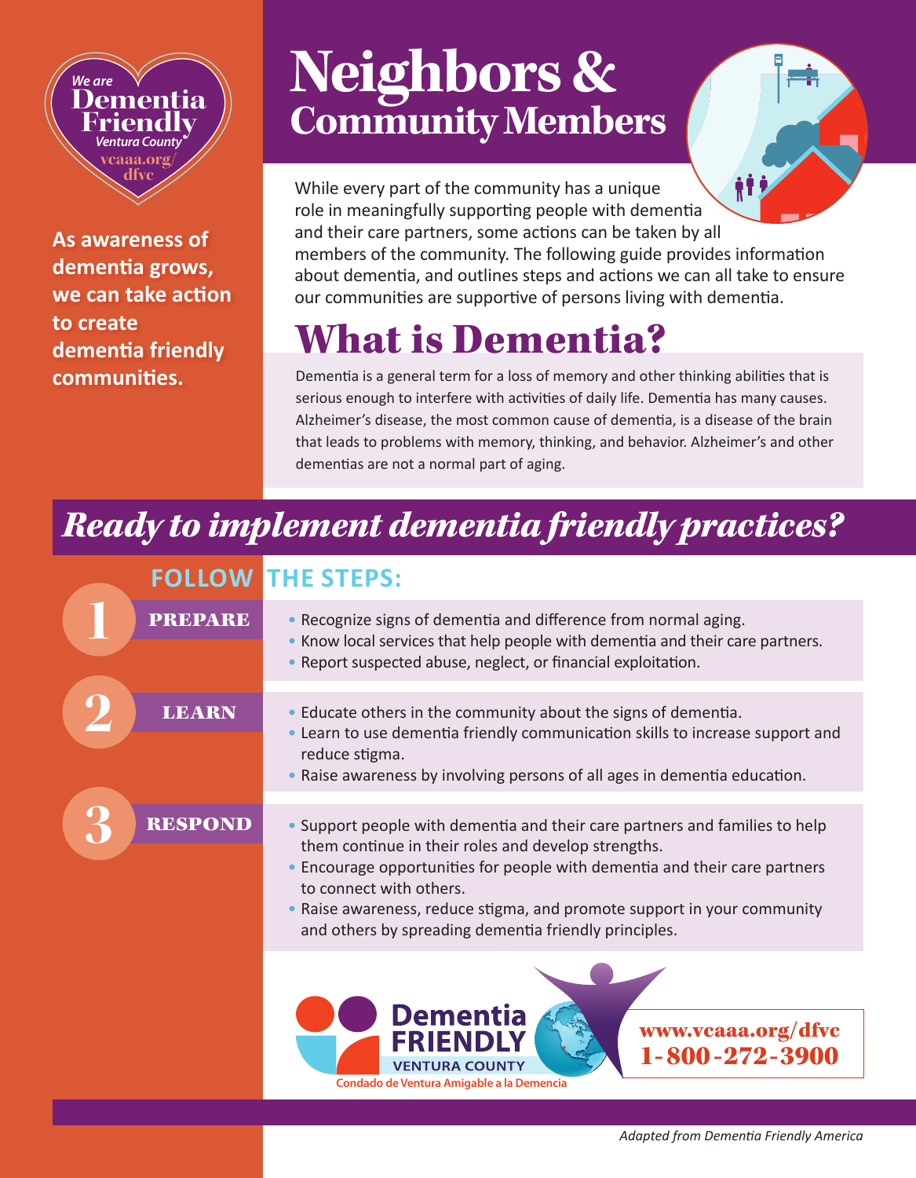We are Dementia Friendly Ventura County
vcaaa.org/dfvc

**As awareness of dementia grows, we can take action to create dementia friendly communities.**

# Neighbors & Community Members

While every part of the community has a unique role in meaningfully supporting people with dementia and their care partners, some actions can be taken by all members of the community. The following guide provides information about dementia, and outlines steps and actions we can all take to ensure our communities are supportive of persons living with dementia.

## What is Dementia?

Dementia is a general term for a loss of memory and other thinking abilities that is serious enough to interfere with activities of daily life. Dementia has many causes. Alzheimer's disease, the most common cause of dementia, is a disease of the brain that leads to problems with memory, thinking, and behavior. Alzheimer's and other dementias are not a normal part of aging.

## *Ready to implement dementia friendly practices?*

### FOLLOW THE STEPS:

**1 PREPARE**

- Recognize signs of dementia and difference from normal aging.
- Know local services that help people with dementia and their care partners.
- Report suspected abuse, neglect, or financial exploitation.

**2 LEARN**

- Educate others in the community about the signs of dementia.
- Learn to use dementia friendly communication skills to increase support and reduce stigma.
- Raise awareness by involving persons of all ages in dementia education.

**3 RESPOND**

- Support people with dementia and their care partners and families to help them continue in their roles and develop strengths.
- Encourage opportunities for people with dementia and their care partners to connect with others.
- Raise awareness, reduce stigma, and promote support in your community and others by spreading dementia friendly principles.

Dementia FRIENDLY VENTURA COUNTY
Condado de Ventura Amigable a la Demencia

**www.vcaaa.org/dfvc**
**1-800-272-3900**

*Adapted from Dementia Friendly America*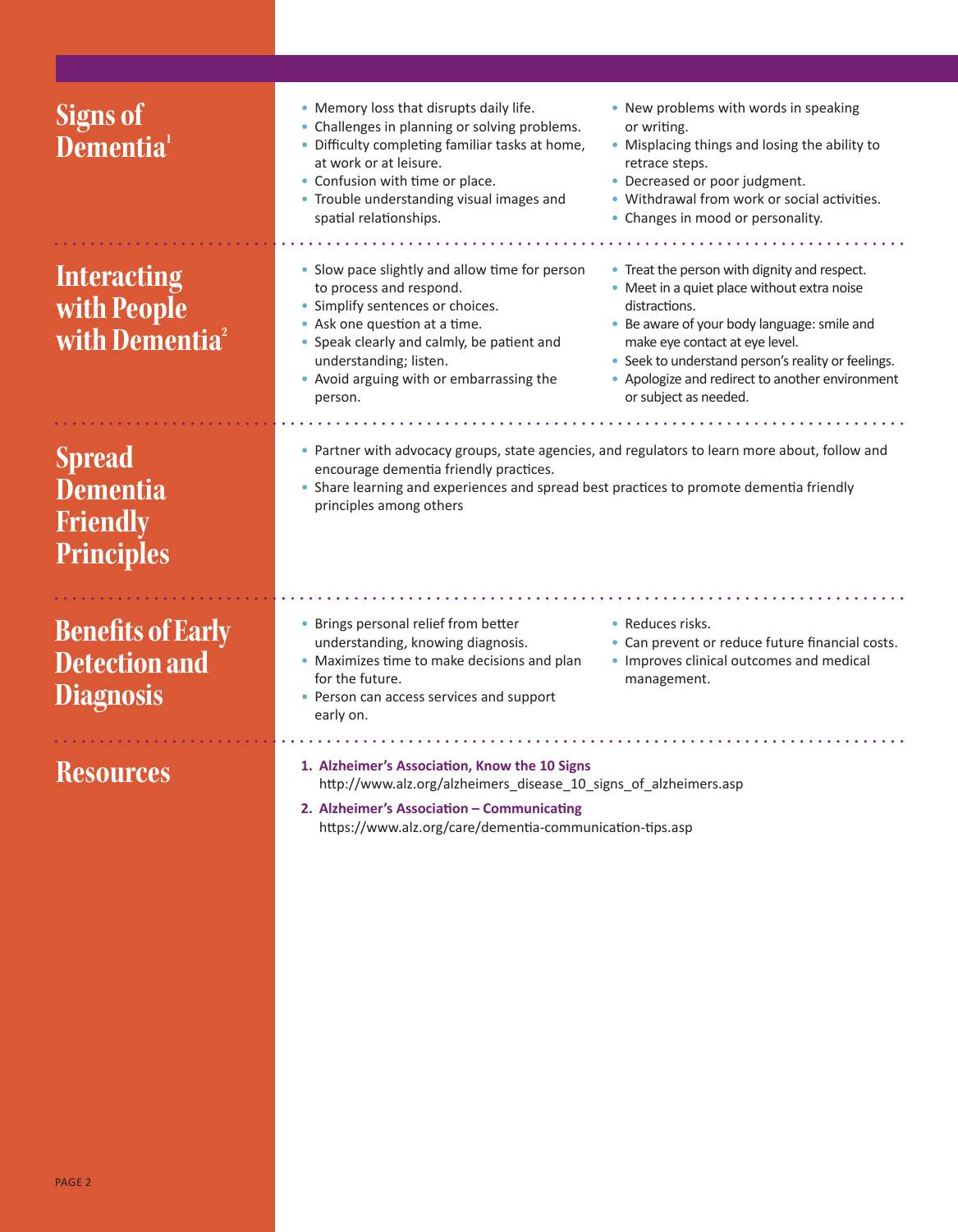## Signs of Dementia[1]

- Memory loss that disrupts daily life.
- Challenges in planning or solving problems.
- Difficulty completing familiar tasks at home, at work or at leisure.
- Confusion with time or place.
- Trouble understanding visual images and spatial relationships.
- New problems with words in speaking or writing.
- Misplacing things and losing the ability to retrace steps.
- Decreased or poor judgment.
- Withdrawal from work or social activities.
- Changes in mood or personality.

## Interacting with People with Dementia[2]

- Slow pace slightly and allow time for person to process and respond.
- Simplify sentences or choices.
- Ask one question at a time.
- Speak clearly and calmly, be patient and understanding; listen.
- Avoid arguing with or embarrassing the person.
- Treat the person with dignity and respect.
- Meet in a quiet place without extra noise distractions.
- Be aware of your body language: smile and make eye contact at eye level.
- Seek to understand person's reality or feelings.
- Apologize and redirect to another environment or subject as needed.

## Spread Dementia Friendly Principles

- Partner with advocacy groups, state agencies, and regulators to learn more about, follow and encourage dementia friendly practices.
- Share learning and experiences and spread best practices to promote dementia friendly principles among others

## Benefits of Early Detection and Diagnosis

- Brings personal relief from better understanding, knowing diagnosis.
- Maximizes time to make decisions and plan for the future.
- Person can access services and support early on.
- Reduces risks.
- Can prevent or reduce future financial costs.
- Improves clinical outcomes and medical management.

## Resources

1. **Alzheimer's Association, Know the 10 Signs**
   http://www.alz.org/alzheimers_disease_10_signs_of_alzheimers.asp
2. **Alzheimer's Association – Communicating**
   https://www.alz.org/care/dementia-communication-tips.asp